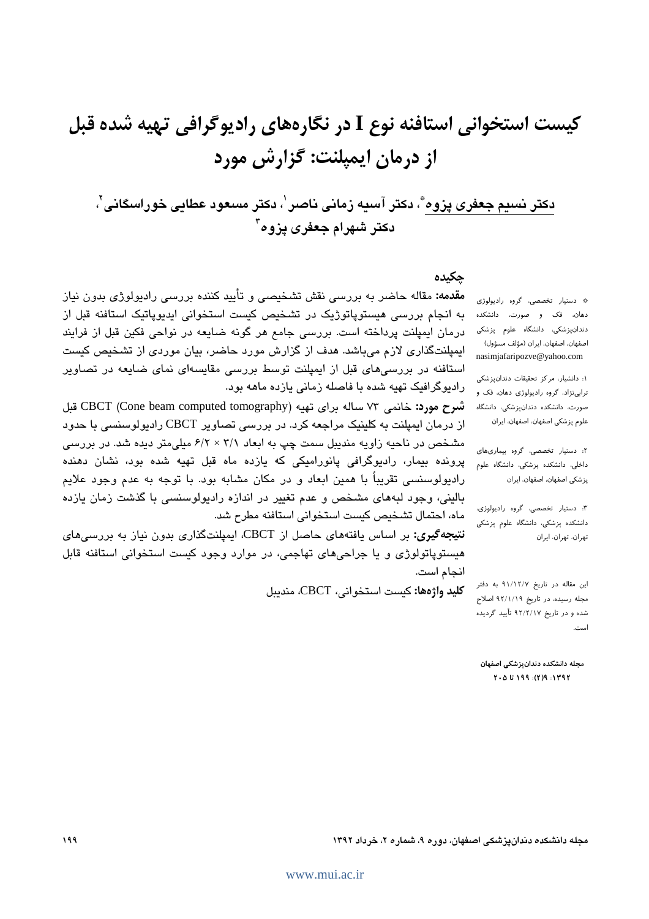# کیست استخوانی استافنه نوع I در نگاره‌های رادیوگرافی تهیه شده قبل از درمان ایمپلنت: گزارش مورد

**دکتر نسیم جعفری پزوه**[*]، **دکتر آسیه زمانی ناصر**[1]، **دکتر مسعود عطایی خوراسگانی**[2]، **دکتر شهرام جعفری پزوه**[3]

## چکیده

**مقدمه:** مقاله حاضر به بررسی نقش تشخیصی و تأیید کننده بررسی رادیولوژی بدون نیاز به انجام بررسی هیستوپاتوژیک در تشخیص کیست استخوانی ایدیوپاتیک استافنه قبل از درمان ایمپلنت پرداخته است. بررسی جامع هر گونه ضایعه در نواحی فکین قبل از فرایند ایمپلنت‌گذاری لازم می‌باشد. هدف از گزارش مورد حاضر، بیان موردی از تشخیص کیست استافنه در بررسی‌های قبل از ایمپلنت توسط بررسی مقایسه‌ای نمای ضایعه در تصاویر رادیوگرافیک تهیه شده با فاصله زمانی یازده ماهه بود.

**شرح مورد:** خانمی ۷۳ ساله برای تهیه CBCT (Cone beam computed tomography) قبل از درمان ایمپلنت به کلینیک مراجعه کرد. در بررسی تصاویر CBCT رادیولوسنسی با حدود مشخص در ناحیه زاویه مندیبل سمت چپ به ابعاد ۳/۱ × ۶/۲ میلی‌متر دیده شد. در بررسی پرونده بیمار، رادیوگرافی پانورامیکی که یازده ماه قبل تهیه شده بود، نشان دهنده رادیولوسنسی تقریباً با همین ابعاد و در مکان مشابه بود. با توجه به عدم وجود علایم بالینی، وجود لبه‌های مشخص و عدم تغییر در اندازه رادیولوسنسی با گذشت زمان یازده ماه، احتمال تشخیص کیست استخوانی استافنه مطرح شد.

**نتیجه‌گیری:** بر اساس یافته‌های حاصل از CBCT، ایمپلنت‌گذاری بدون نیاز به بررسی‌های هیستوپاتولوژی و یا جراحی‌های تهاجمی، در موارد وجود کیست استخوانی استافنه قابل انجام است.

**کلید واژه‌ها:** کیست استخوانی، CBCT، مندیبل

---

[*] دستیار تخصصی، گروه رادیولوژی دهان، فک و صورت، دانشکده دندان‌پزشکی، دانشگاه علوم پزشکی اصفهان، اصفهان، ایران (مؤلف مسؤول)
nasimjafaripozve@yahoo.com

[1]: دانشیار، مرکز تحقیقات دندان‌پزشکی ترابی‌نژاد، گروه رادیولوژی دهان، فک و صورت، دانشکده دندان‌پزشکی، دانشگاه علوم پزشکی اصفهان، اصفهان، ایران

[2]: دستیار تخصصی، گروه بیماری‌های داخلی، دانشکده پزشکی، دانشگاه علوم پزشکی اصفهان، اصفهان، ایران

[3]: دستیار تخصصی، گروه رادیولوژی، دانشکده پزشکی، دانشگاه علوم پزشکی تهران، تهران، ایران

این مقاله در تاریخ ۹۱/۱۲/۷ به دفتر مجله رسیده، در تاریخ ۹۲/۱/۱۹ اصلاح شده و در تاریخ ۹۲/۲/۱۷ تأیید گردیده است.

مجله دانشکده دندانپزشکی اصفهان
۱۳۹۲؛ ۹(۲): ۱۹۹ تا ۲۰۵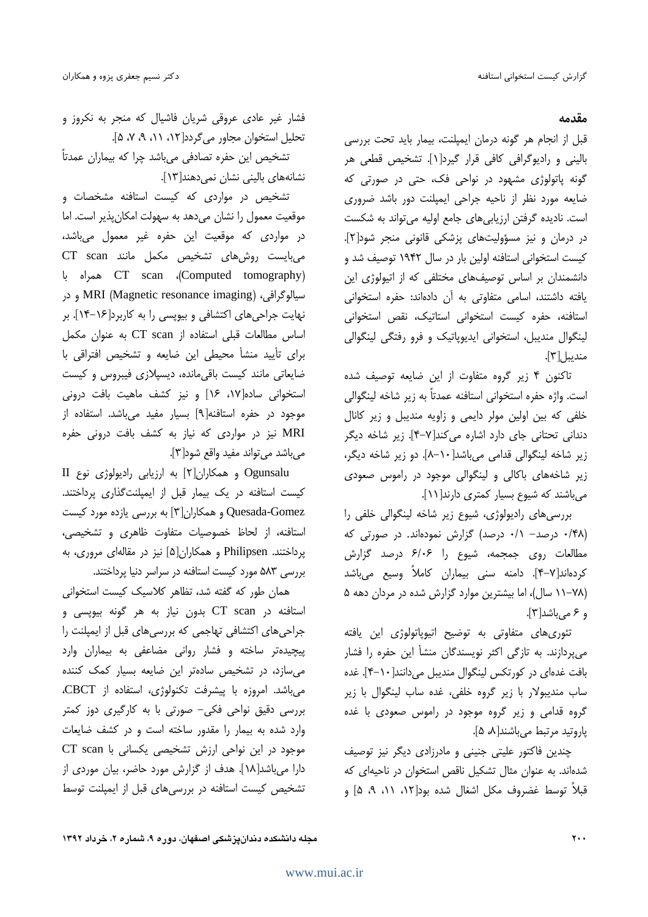## مقدمه

قبل از انجام هر گونه درمان ایمپلنت، بیمار باید تحت بررسی بالینی و رادیوگرافی کافی قرار گیرد[۱]. تشخیص قطعی هر گونه پاتولوژی مشهود در نواحی فک، حتی در صورتی که ضایعه مورد نظر از ناحیه جراحی ایمپلنت دور باشد ضروری است. نادیده گرفتن ارزیابی‌های جامع اولیه می‌تواند به شکست در درمان و نیز مسؤولیت‌های پزشکی قانونی منجر شود[۲]. کیست استخوانی استافنه اولین بار در سال ۱۹۴۲ توصیف شد و دانشمندان بر اساس توصیف‌های مختلفی که از اتیولوژی این یافته داشتند، اسامی متفاوتی به آن داده‌اند: حفره استخوانی استافنه، حفره کیست استخوانی استاتیک، نقص استخوانی لینگوال مندیبل، استخوانی ایدیوپاتیک و فرو رفتگی لینگوالی مندیبل[۳].

تاکنون ۴ زیر گروه متفاوت از این ضایعه توصیف شده است. واژه حفره استخوانی استافنه عمدتاً به زیر شاخه لینگوالی خلفی که بین اولین مولر دایمی و زاویه مندیبل و زیر کانال دندانی تحتانی جای دارد اشاره می‌کند[۷-۴]. زیر شاخه دیگر زیر شاخه لینگوالی قدامی می‌باشد[۱۰-۸]. دو زیر شاخه دیگر، زیر شاخه‌های باکالی و لینگوالی موجود در راموس صعودی می‌باشند که شیوع بسیار کمتری دارند[۱۱].

بررسی‌های رادیولوژی، شیوع زیر شاخه لینگوالی خلفی را (۰/۴۸ درصد- ۰/۱ درصد) گزارش نموده‌اند. در صورتی که مطالعات روی جمجمه، شیوع را ۶/۰۶ درصد گزارش کرده‌اند[۷-۴]. دامنه سنی بیماران کاملاً وسیع می‌باشد (۷۸-۱۱ سال)، اما بیشترین موارد گزارش شده در مردان دهه ۵ و ۶ می‌باشد[۳].

تئوری‌های متفاوتی به توضیح اتیوپاتولوژی این یافته می‌پردازند. به تازگی اکثر نویسندگان منشأ این حفره را فشار بافت غده‌ای در کورتکس لینگوال مندیبل می‌دانند[۱۰-۴]. غده ساب مندیبولار با زیر گروه خلفی، غده ساب لینگوال با زیر گروه قدامی و زیر گروه موجود در راموس صعودی با غده پاروتید مرتبط می‌باشند[۸، ۵].

چندین فاکتور علیتی جنینی و مادرزادی دیگر نیز توصیف شده‌اند. به عنوان مثال تشکیل ناقص استخوان در ناحیه‌ای که قبلاً توسط غضروف مکل اشغال شده بود[۱۲، ۱۱، ۹، ۵] و فشار غیر عادی عروقی شریان فاشیال که منجر به نکروز و تحلیل استخوان مجاور می‌گردد[۱۲، ۱۱، ۹، ۷، ۵].

تشخیص این حفره تصادفی می‌باشد چرا که بیماران عمدتاً نشانه‌های بالینی نشان نمی‌دهند[۱۳].

تشخیص در مواردی که کیست استافنه مشخصات و موقعیت معمول را نشان می‌دهد به سهولت امکان‌پذیر است. اما در مواردی که موقعیت این حفره غیر معمول می‌باشد، می‌بایست روش‌های تشخیص مکمل مانند CT scan (Computed tomography)، CT scan همراه با سیالوگرافی، MRI (Magnetic resonance imaging) و در نهایت جراحی‌های اکتشافی و بیوپسی را به کاربرد[۱۶-۱۴]. بر اساس مطالعات قبلی استفاده از CT scan به عنوان مکمل برای تأیید منشأ محیطی این ضایعه و تشخیص افتراقی با ضایعاتی مانند کیست باقی‌مانده، دیسپلازی فیبروس و کیست استخوانی ساده[۱۷، ۱۶] و نیز کشف ماهیت بافت درونی موجود در حفره استافنه[۹] بسیار مفید می‌باشد. استفاده از MRI نیز در مواردی که نیاز به کشف بافت درونی حفره می‌باشد می‌تواند مفید واقع شود[۳].

Ogunsalu و همکاران[۲] به ارزیابی رادیولوژی نوع II کیست استافنه در یک بیمار قبل از ایمپلنت‌گذاری پرداختند. Quesada-Gomez و همکاران[۳] به بررسی یازده مورد کیست استافنه، از لحاظ خصوصیات متفاوت ظاهری و تشخیصی، پرداختند. Philipsen و همکاران[۵] نیز در مقاله‌ای مروری، به بررسی ۵۸۳ مورد کیست استافنه در سراسر دنیا پرداختند.

همان طور که گفته شد، تظاهر کلاسیک کیست استخوانی استافنه در CT scan بدون نیاز به هر گونه بیوپسی و جراحی‌های اکتشافی تهاجمی که بررسی‌های قبل از ایمپلنت را پیچیده‌تر ساخته و فشار روانی مضاعفی به بیماران وارد می‌سازد، در تشخیص ساده‌تر این ضایعه بسیار کمک کننده می‌باشد. امروزه با پیشرفت تکنولوژی، استفاده از CBCT، بررسی دقیق نواحی فکی- صورتی با به کارگیری دوز کمتر وارد شده به بیمار را مقدور ساخته است و در کشف ضایعات موجود در این نواحی ارزش تشخیصی یکسانی با CT scan دارا می‌باشد[۱۸]. هدف از گزارش مورد حاضر، بیان موردی از تشخیص کیست استافنه در بررسی‌های قبل از ایمپلنت توسط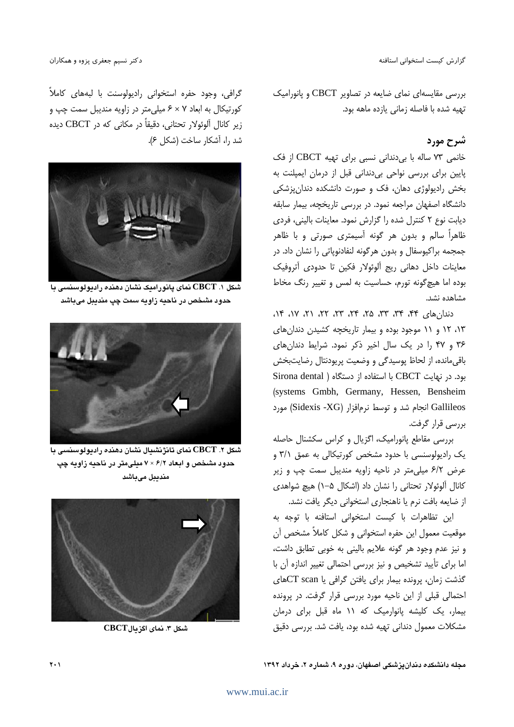بررسی مقایسه‌ای نمای ضایعه در تصاویر CBCT و پانورامیک تهیه شده با فاصله زمانی یازده ماهه بود.

## شرح مورد

خانمی ۷۳ ساله با بی‌دندانی نسبی برای تهیه CBCT از فک پایین برای بررسی نواحی بی‌دندانی قبل از درمان ایمپلنت به بخش رادیولوژی دهان، فک و صورت دانشکده دندان‌پزشکی دانشگاه اصفهان مراجعه نمود. در بررسی تاریخچه، بیمار سابقه دیابت نوع ۲ کنترل شده را گزارش نمود. معاینات بالینی، فردی ظاهراً سالم و بدون هر گونه آسیمتری صورتی و با ظاهر جمجمه براکیوسفال و بدون هرگونه لنفادنوپاتی را نشان داد. در معاینات داخل دهانی ریج آلوئولار فکین تا حدودی آتروفیک بوده اما هیچ‌گونه تورم، حساسیت به لمس و تغییر رنگ مخاط مشاهده نشد.

دندان‌های ۴۴، ۳۴، ۳۳، ۲۵، ۲۴، ۲۳، ۲۲، ۲۱، ۱۷، ۱۴، ۱۳، ۱۲ و ۱۱ موجود بوده و بیمار تاریخچه کشیدن دندان‌های ۳۶ و ۴۷ را در یک سال اخیر ذکر نمود. شرایط دندان‌های باقی‌مانده، از لحاظ پوسیدگی و وضعیت پریودنتال رضایت‌بخش بود. در نهایت CBCT با استفاده از دستگاه ( Sirona dental systems Gmbh, Germany, Hessen, Bensheim) Gallileos انجام شد و توسط نرم‌افزار (Sidexis -XG) مورد بررسی قرار گرفت.

بررسی مقاطع پانورامیک، اگزیال و کراس سکشنال حاصله یک رادیولوسنسی با حدود مشخص کورتیکالی به عمق ۳/۱ و عرض ۶/۲ میلی‌متر در ناحیه زاویه مندیبل سمت چپ و زیر کانال آلوئولار تحتانی را نشان داد (اشکال ۵-۱) هیچ شواهدی از ضایعه بافت نرم یا ناهنجاری استخوانی دیگر یافت نشد.

این تظاهرات با کیست استخوانی استافنه با توجه به موقعیت معمول این حفره استخوانی و شکل کاملاً مشخص آن و نیز عدم وجود هر گونه علایم بالینی به خوبی تطابق داشت، اما برای تأیید تشخیص و نیز بررسی احتمالی تغییر اندازه آن با گذشت زمان، پرونده بیمار برای یافتن گرافی یا CT scanهای احتمالی قبلی از این ناحیه مورد بررسی قرار گرفت. در پرونده بیمار، یک کلیشه پانورامیک که ۱۱ ماه قبل برای درمان مشکلات معمول دندانی تهیه شده بود، یافت شد. بررسی دقیق گرافی، وجود حفره استخوانی رادیولوسنت با لبه‌های کاملاً کورتیکال به ابعاد ۷ × ۶ میلی‌متر در زاویه مندیبل سمت چپ و زیر کانال آلوئولار تحتانی، دقیقاً در مکانی که در CBCT دیده شد را، آشکار ساخت (شکل ۶).

**شکل ۱. CBCT نمای پانورامیک نشان دهنده رادیولوسنسی با حدود مشخص در ناحیه زاویه سمت چپ مندیبل می‌باشد**

**شکل ۲. CBCT نمای تانژنشیال نشان دهنده رادیولوسنسی با حدود مشخص و ابعاد ۶/۲ × ۷ میلی‌متر در ناحیه زاویه چپ مندیبل می‌باشد**

**شکل ۳. نمای اگزیال CBCT**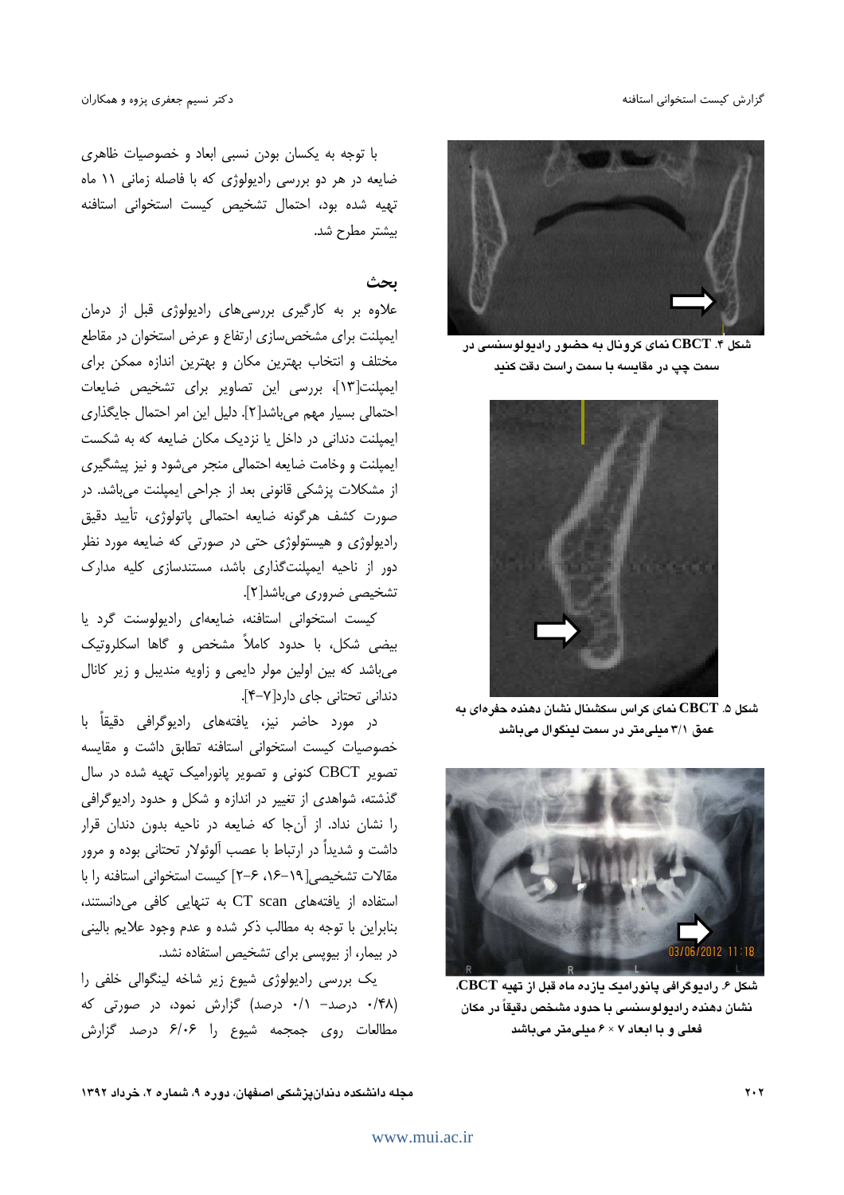شکل ۴. CBCT نمای کرونال به حضور رادیولوسنسی در سمت چپ در مقایسه با سمت راست دقت کنید

شکل ۵. CBCT نمای کراس سکشنال نشان دهنده حفره‌ای به عمق ۳/۱ میلی‌متر در سمت لینگوال می‌باشد

شکل ۶. رادیوگرافی پانورامیک یازده ماه قبل از تهیه CBCT، نشان دهنده رادیولوسنسی با حدود مشخص دقیقاً در مکان فعلی و با ابعاد ۷ × ۶ میلی‌متر می‌باشد

با توجه به یکسان بودن نسبی ابعاد و خصوصیات ظاهری ضایعه در هر دو بررسی رادیولوژی که با فاصله زمانی ۱۱ ماه تهیه شده بود، احتمال تشخیص کیست استخوانی استافنه بیشتر مطرح شد.

## بحث

علاوه بر به کارگیری بررسی‌های رادیولوژی قبل از درمان ایمپلنت برای مشخص‌سازی ارتفاع و عرض استخوان در مقاطع مختلف و انتخاب بهترین مکان و بهترین اندازه ممکن برای ایمپلنت[۱۳]، بررسی این تصاویر برای تشخیص ضایعات احتمالی بسیار مهم می‌باشد[۲]. دلیل این امر احتمال جایگذاری ایمپلنت دندانی در داخل یا نزدیک مکان ضایعه که به شکست ایمپلنت و وخامت ضایعه احتمالی منجر می‌شود و نیز پیشگیری از مشکلات پزشکی قانونی بعد از جراحی ایمپلنت می‌باشد. در صورت کشف هرگونه ضایعه احتمالی پاتولوژی، تأیید دقیق رادیولوژی و هیستولوژی حتی در صورتی که ضایعه مورد نظر دور از ناحیه ایمپلنت‌گذاری باشد، مستندسازی کلیه مدارک تشخیصی ضروری می‌باشد[۲].

کیست استخوانی استافنه، ضایعه‌ای رادیولوسنت گرد یا بیضی شکل، با حدود کاملاً مشخص و گاها اسکلروتیک می‌باشد که بین اولین مولر دایمی و زاویه مندیبل و زیر کانال دندانی تحتانی جای دارد[۷-۴].

در مورد حاضر نیز، یافته‌های رادیوگرافی دقیقاً با خصوصیات کیست استخوانی استافنه تطابق داشت و مقایسه تصویر CBCT کنونی و تصویر پانورامیک تهیه شده در سال گذشته، شواهدی از تغییر در اندازه و شکل و حدود رادیوگرافی را نشان نداد. از آن‌جا که ضایعه در ناحیه بدون دندان قرار داشت و شدیداً در ارتباط با عصب آلوئولار تحتانی بوده و مرور مقالات تشخیصی[۱۹-۱۶، ۶-۲] کیست استخوانی استافنه را با استفاده از یافته‌های CT scan به تنهایی کافی می‌دانستند، بنابراین با توجه به مطالب ذکر شده و عدم وجود علایم بالینی در بیمار، از بیوپسی برای تشخیص استفاده نشد.

یک بررسی رادیولوژی شیوع زیر شاخه لینگوالی خلفی را (۰/۴۸ درصد- ۰/۱ درصد) گزارش نمود، در صورتی که مطالعات روی جمجمه شیوع را ۶/۰۶ درصد گزارش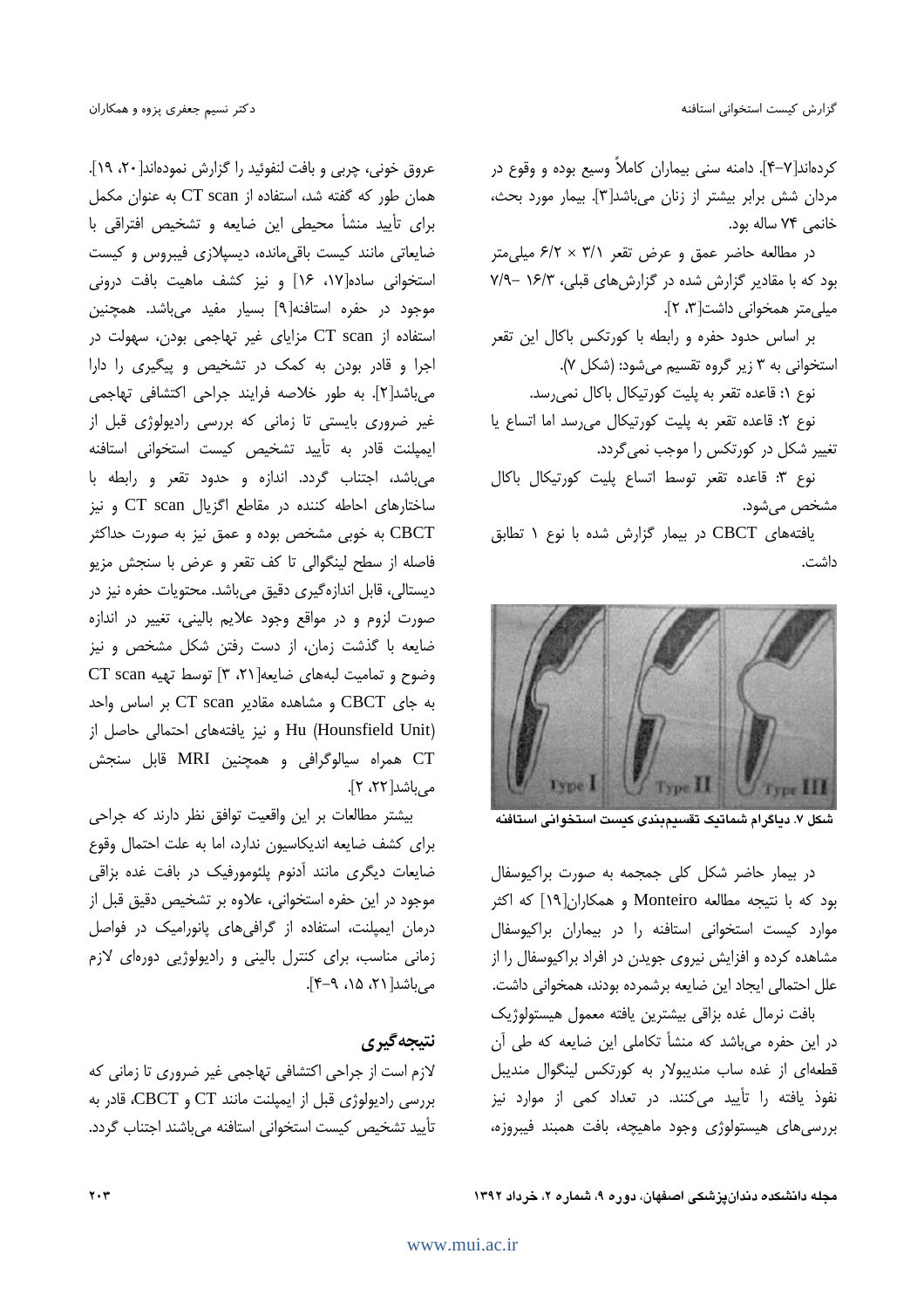کرده‌اند[۷-۴]. دامنه سنی بیماران کاملاً وسیع بوده و وقوع در مردان شش برابر بیشتر از زنان می‌باشد[۳]. بیمار مورد بحث، خانمی ۷۴ ساله بود.

در مطالعه حاضر عمق و عرض تقعر ۳/۱ × ۶/۲ میلی‌متر بود که با مقادیر گزارش شده در گزارش‌های قبلی، ۱۶/۳ -۷/۹ میلی‌متر همخوانی داشت[۳، ۲].

بر اساس حدود حفره و رابطه با کورتکس باکال این تقعر استخوانی به ۳ زیر گروه تقسیم می‌شود: (شکل ۷).

نوع ۱: قاعده تقعر به پلیت کورتیکال باکال نمی‌رسد.

نوع ۲: قاعده تقعر به پلیت کورتیکال می‌رسد اما اتساع یا تغییر شکل در کورتکس را موجب نمی‌گردد.

نوع ۳: قاعده تقعر توسط اتساع پلیت کورتیکال باکال مشخص می‌شود.

یافته‌های CBCT در بیمار گزارش شده با نوع ۱ تطابق داشت.

**شکل ۷. دیاگرام شماتیک تقسیم‌بندی کیست استخوانی استافنه**

در بیمار حاضر شکل کلی جمجمه به صورت براکیوسفال بود که با نتیجه مطالعه Monteiro و همکاران[۱۹] که اکثر موارد کیست استخوانی استافنه را در بیماران براکیوسفال مشاهده کرده و افزایش نیروی جویدن در افراد براکیوسفال را از علل احتمالی ایجاد این ضایعه برشمرده بودند، همخوانی داشت.

بافت نرمال غده بزاقی بیشترین یافته معمول هیستولوژیک در این حفره می‌باشد که منشأ تکاملی این ضایعه که طی آن قطعه‌ای از غده ساب مندیبولار به کورتکس لینگوال مندیبل نفوذ یافته را تأیید می‌کنند. در تعداد کمی از موارد نیز بررسی‌های هیستولوژی وجود ماهیچه، بافت همبند فیبروزه، عروق خونی، چربی و بافت لنفوئید را گزارش نموده‌اند[۲۰، ۱۹].

همان طور که گفته شد، استفاده از CT scan به عنوان مکمل برای تأیید منشأ محیطی این ضایعه و تشخیص افتراقی با ضایعاتی مانند کیست باقی‌مانده، دیسپلازی فیبروس و کیست استخوانی ساده[۱۷، ۱۶] و نیز کشف ماهیت بافت درونی موجود در حفره استافنه[۹] بسیار مفید می‌باشد. همچنین استفاده از CT scan مزایای غیر تهاجمی بودن، سهولت در اجرا و قادر بودن به کمک در تشخیص و پیگیری را دارا می‌باشد[۲]. به طور خلاصه فرایند جراحی اکتشافی تهاجمی غیر ضروری بایستی تا زمانی که بررسی رادیولوژی قبل از ایمپلنت قادر به تأیید تشخیص کیست استخوانی استافنه می‌باشد، اجتناب گردد. اندازه و حدود تقعر و رابطه با ساختارهای احاطه کننده در مقاطع اگزیال CT scan و نیز CBCT به خوبی مشخص بوده و عمق نیز به صورت حداکثر فاصله از سطح لینگوالی تا کف تقعر و عرض با سنجش مزیو دیستالی، قابل اندازه‌گیری دقیق می‌باشد. محتویات حفره نیز در صورت لزوم و در مواقع وجود علایم بالینی، تغییر در اندازه ضایعه با گذشت زمان، از دست رفتن شکل مشخص و نیز وضوح و تمامیت لبه‌های ضایعه[۲۱، ۳] توسط تهیه CT scan به جای CBCT و مشاهده مقادیر CT scan بر اساس واحد Hu (Hounsfield Unit) و نیز یافته‌های احتمالی حاصل از CT همراه سیالوگرافی و همچنین MRI قابل سنجش می‌باشد[۲۲، ۲].

بیشتر مطالعات بر این واقعیت توافق نظر دارند که جراحی برای کشف ضایعه اندیکاسیون ندارد، اما به علت احتمال وقوع ضایعات دیگری مانند آدنوم پلئومورفیک در بافت غده بزاقی موجود در این حفره استخوانی، علاوه بر تشخیص دقیق قبل از درمان ایمپلنت، استفاده از گرافی‌های پانورامیک در فواصل زمانی مناسب، برای کنترل بالینی و رادیولوژیی دوره‌ای لازم می‌باشد[۲۱، ۱۵، ۹-۴].

## نتیجه‌گیری

لازم است از جراحی اکتشافی تهاجمی غیر ضروری تا زمانی که بررسی رادیولوژی قبل از ایمپلنت مانند CT و CBCT، قادر به تأیید تشخیص کیست استخوانی استافنه می‌باشند اجتناب گردد.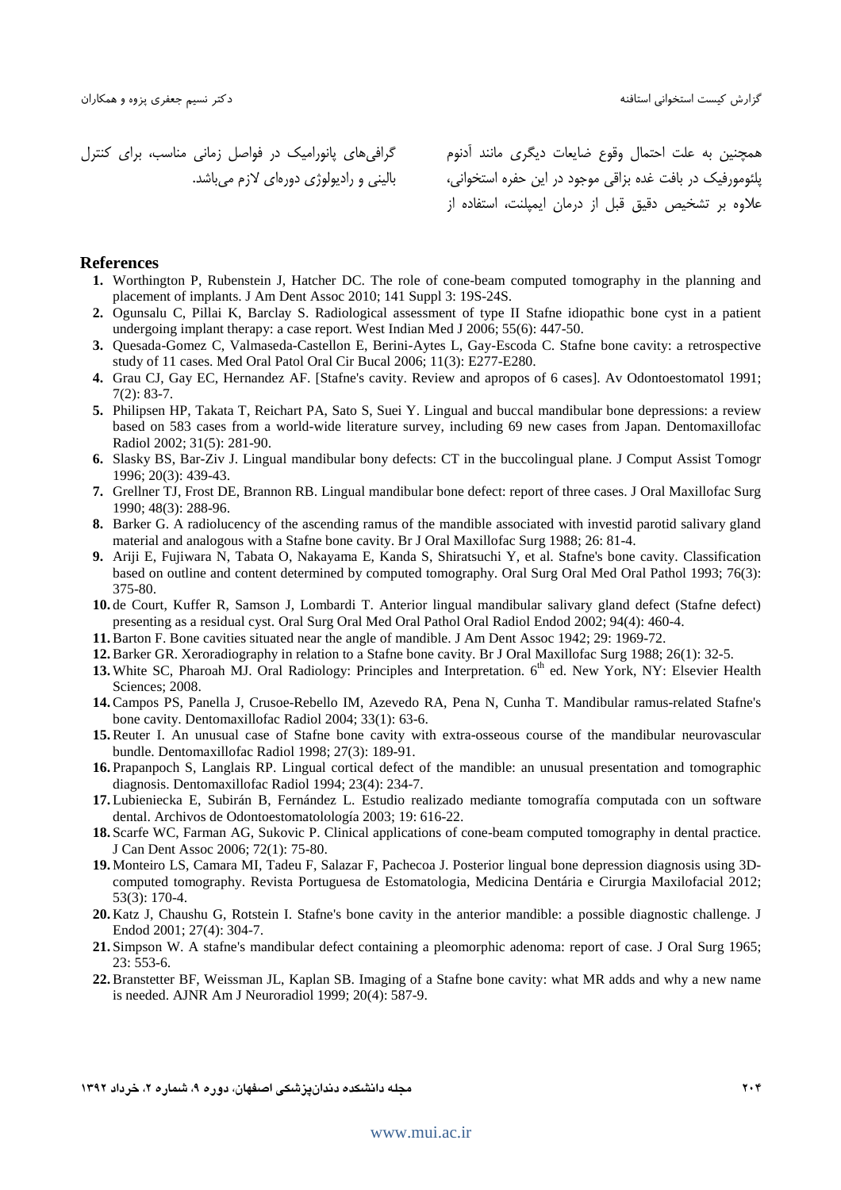همچنین به علت احتمال وقوع ضایعات دیگری مانند آدنوم پلئومورفیک در بافت غده بزاقی موجود در این حفره استخوانی، علاوه بر تشخیص دقیق قبل از درمان ایمپلنت، استفاده از گرافی‌های پانورامیک در فواصل زمانی مناسب، برای کنترل بالینی و رادیولوژی دوره‌ای لازم می‌باشد.

## References

1. Worthington P, Rubenstein J, Hatcher DC. The role of cone-beam computed tomography in the planning and placement of implants. J Am Dent Assoc 2010; 141 Suppl 3: 19S-24S.
2. Ogunsalu C, Pillai K, Barclay S. Radiological assessment of type II Stafne idiopathic bone cyst in a patient undergoing implant therapy: a case report. West Indian Med J 2006; 55(6): 447-50.
3. Quesada-Gomez C, Valmaseda-Castellon E, Berini-Aytes L, Gay-Escoda C. Stafne bone cavity: a retrospective study of 11 cases. Med Oral Patol Oral Cir Bucal 2006; 11(3): E277-E280.
4. Grau CJ, Gay EC, Hernandez AF. [Stafne's cavity. Review and apropos of 6 cases]. Av Odontoestomatol 1991; 7(2): 83-7.
5. Philipsen HP, Takata T, Reichart PA, Sato S, Suei Y. Lingual and buccal mandibular bone depressions: a review based on 583 cases from a world-wide literature survey, including 69 new cases from Japan. Dentomaxillofac Radiol 2002; 31(5): 281-90.
6. Slasky BS, Bar-Ziv J. Lingual mandibular bony defects: CT in the buccolingual plane. J Comput Assist Tomogr 1996; 20(3): 439-43.
7. Grellner TJ, Frost DE, Brannon RB. Lingual mandibular bone defect: report of three cases. J Oral Maxillofac Surg 1990; 48(3): 288-96.
8. Barker G. A radiolucency of the ascending ramus of the mandible associated with investid parotid salivary gland material and analogous with a Stafne bone cavity. Br J Oral Maxillofac Surg 1988; 26: 81-4.
9. Ariji E, Fujiwara N, Tabata O, Nakayama E, Kanda S, Shiratsuchi Y, et al. Stafne's bone cavity. Classification based on outline and content determined by computed tomography. Oral Surg Oral Med Oral Pathol 1993; 76(3): 375-80.
10. de Court, Kuffer R, Samson J, Lombardi T. Anterior lingual mandibular salivary gland defect (Stafne defect) presenting as a residual cyst. Oral Surg Oral Med Oral Pathol Oral Radiol Endod 2002; 94(4): 460-4.
11. Barton F. Bone cavities situated near the angle of mandible. J Am Dent Assoc 1942; 29: 1969-72.
12. Barker GR. Xeroradiography in relation to a Stafne bone cavity. Br J Oral Maxillofac Surg 1988; 26(1): 32-5.
13. White SC, Pharoah MJ. Oral Radiology: Principles and Interpretation. 6th ed. New York, NY: Elsevier Health Sciences; 2008.
14. Campos PS, Panella J, Crusoe-Rebello IM, Azevedo RA, Pena N, Cunha T. Mandibular ramus-related Stafne's bone cavity. Dentomaxillofac Radiol 2004; 33(1): 63-6.
15. Reuter I. An unusual case of Stafne bone cavity with extra-osseous course of the mandibular neurovascular bundle. Dentomaxillofac Radiol 1998; 27(3): 189-91.
16. Prapanpoch S, Langlais RP. Lingual cortical defect of the mandible: an unusual presentation and tomographic diagnosis. Dentomaxillofac Radiol 1994; 23(4): 234-7.
17. Lubieniecka E, Subirán B, Fernández L. Estudio realizado mediante tomografía computada con un software dental. Archivos de Odontoestomatolología 2003; 19: 616-22.
18. Scarfe WC, Farman AG, Sukovic P. Clinical applications of cone-beam computed tomography in dental practice. J Can Dent Assoc 2006; 72(1): 75-80.
19. Monteiro LS, Camara MI, Tadeu F, Salazar F, Pachecoa J. Posterior lingual bone depression diagnosis using 3D-computed tomography. Revista Portuguesa de Estomatologia, Medicina Dentária e Cirurgia Maxilofacial 2012; 53(3): 170-4.
20. Katz J, Chaushu G, Rotstein I. Stafne's bone cavity in the anterior mandible: a possible diagnostic challenge. J Endod 2001; 27(4): 304-7.
21. Simpson W. A stafne's mandibular defect containing a pleomorphic adenoma: report of case. J Oral Surg 1965; 23: 553-6.
22. Branstetter BF, Weissman JL, Kaplan SB. Imaging of a Stafne bone cavity: what MR adds and why a new name is needed. AJNR Am J Neuroradiol 1999; 20(4): 587-9.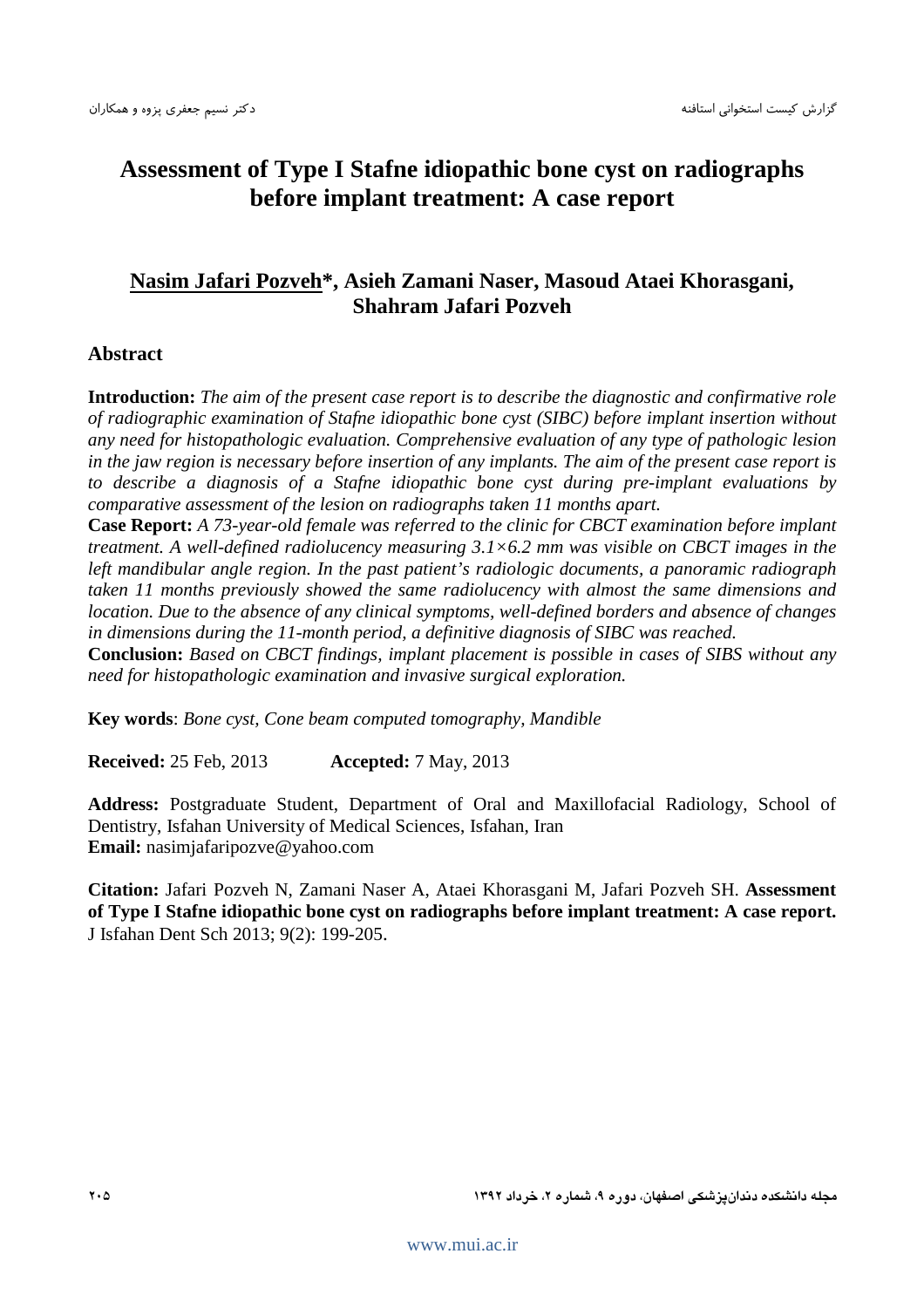# Assessment of Type I Stafne idiopathic bone cyst on radiographs before implant treatment: A case report

## Nasim Jafari Pozveh*, Asieh Zamani Naser, Masoud Ataei Khorasgani, Shahram Jafari Pozveh

### Abstract

**Introduction:** *The aim of the present case report is to describe the diagnostic and confirmative role of radiographic examination of Stafne idiopathic bone cyst (SIBC) before implant insertion without any need for histopathologic evaluation. Comprehensive evaluation of any type of pathologic lesion in the jaw region is necessary before insertion of any implants. The aim of the present case report is to describe a diagnosis of a Stafne idiopathic bone cyst during pre-implant evaluations by comparative assessment of the lesion on radiographs taken 11 months apart.*

**Case Report:** *A 73-year-old female was referred to the clinic for CBCT examination before implant treatment. A well-defined radiolucency measuring 3.1×6.2 mm was visible on CBCT images in the left mandibular angle region. In the past patient's radiologic documents, a panoramic radiograph taken 11 months previously showed the same radiolucency with almost the same dimensions and location. Due to the absence of any clinical symptoms, well-defined borders and absence of changes in dimensions during the 11-month period, a definitive diagnosis of SIBC was reached.*

**Conclusion:** *Based on CBCT findings, implant placement is possible in cases of SIBS without any need for histopathologic examination and invasive surgical exploration.*

**Key words**: *Bone cyst, Cone beam computed tomography, Mandible*

**Received:** 25 Feb, 2013 **Accepted:** 7 May, 2013

**Address:** Postgraduate Student, Department of Oral and Maxillofacial Radiology, School of Dentistry, Isfahan University of Medical Sciences, Isfahan, Iran

**Email:** nasimjafaripozve@yahoo.com

**Citation:** Jafari Pozveh N, Zamani Naser A, Ataei Khorasgani M, Jafari Pozveh SH. **Assessment of Type I Stafne idiopathic bone cyst on radiographs before implant treatment: A case report.** J Isfahan Dent Sch 2013; 9(2): 199-205.